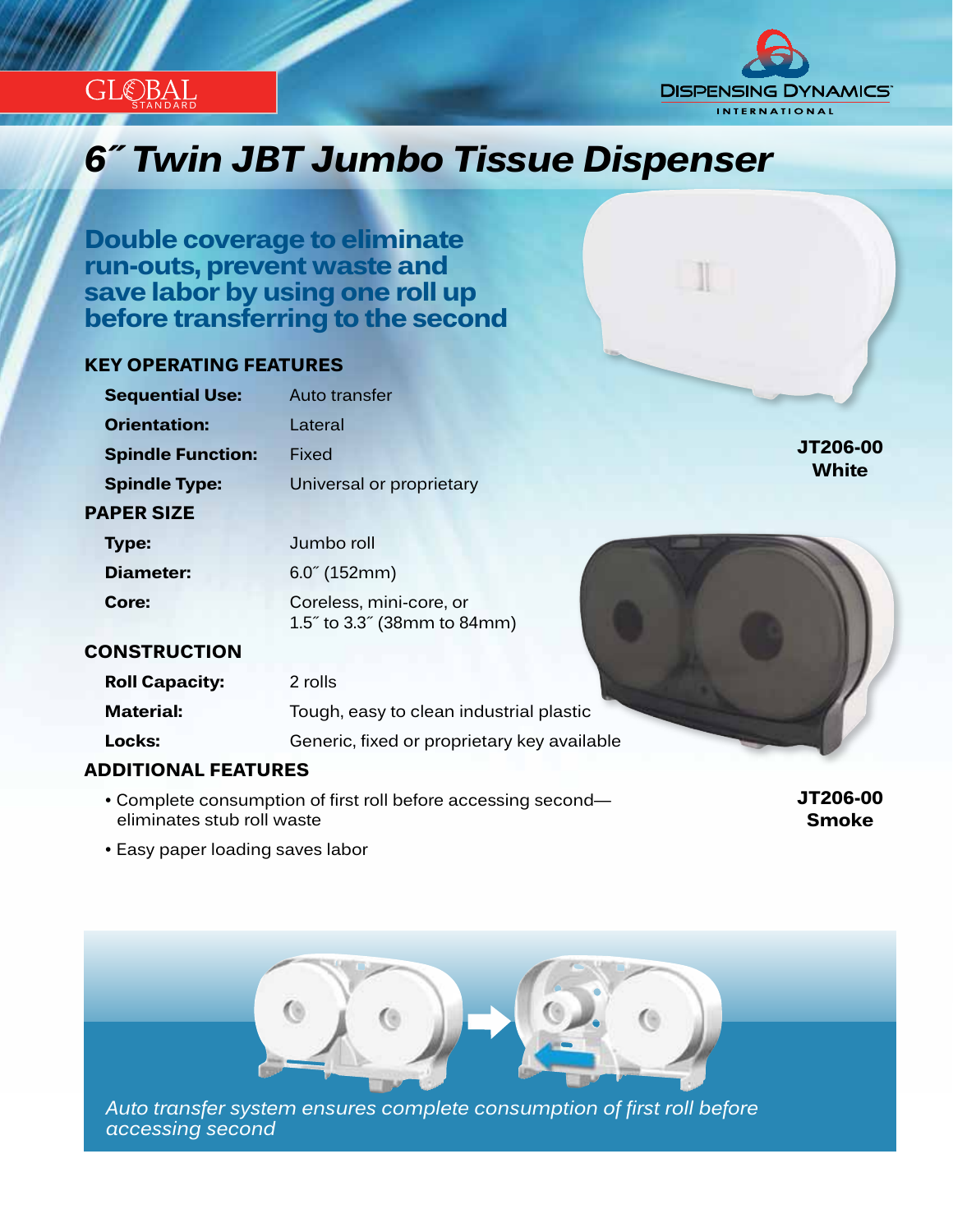GLOBAL STANDARD

DISPENSING DYNAMICS INTERNATIONAL

# 6˝ Twin JBT Jumbo Tissue Dispenser

## Double coverage to eliminate run-outs, prevent waste and save labor by using one roll up before transferring to the second

### KEY OPERATING FEATURES

| | |
|---|---|
| **Sequential Use:** | Auto transfer |
| **Orientation:** | Lateral |
| **Spindle Function:** | Fixed |
| **Spindle Type:** | Universal or proprietary |

### PAPER SIZE

| | |
|---|---|
| **Type:** | Jumbo roll |
| **Diameter:** | 6.0˝ (152mm) |
| **Core:** | Coreless, mini-core, or 1.5˝ to 3.3˝ (38mm to 84mm) |

### CONSTRUCTION

| | |
|---|---|
| **Roll Capacity:** | 2 rolls |
| **Material:** | Tough, easy to clean industrial plastic |
| **Locks:** | Generic, fixed or proprietary key available |

### ADDITIONAL FEATURES

- Complete consumption of first roll before accessing second—eliminates stub roll waste
- Easy paper loading saves labor

**JT206-00 White**

**JT206-00 Smoke**

*Auto transfer system ensures complete consumption of first roll before accessing second*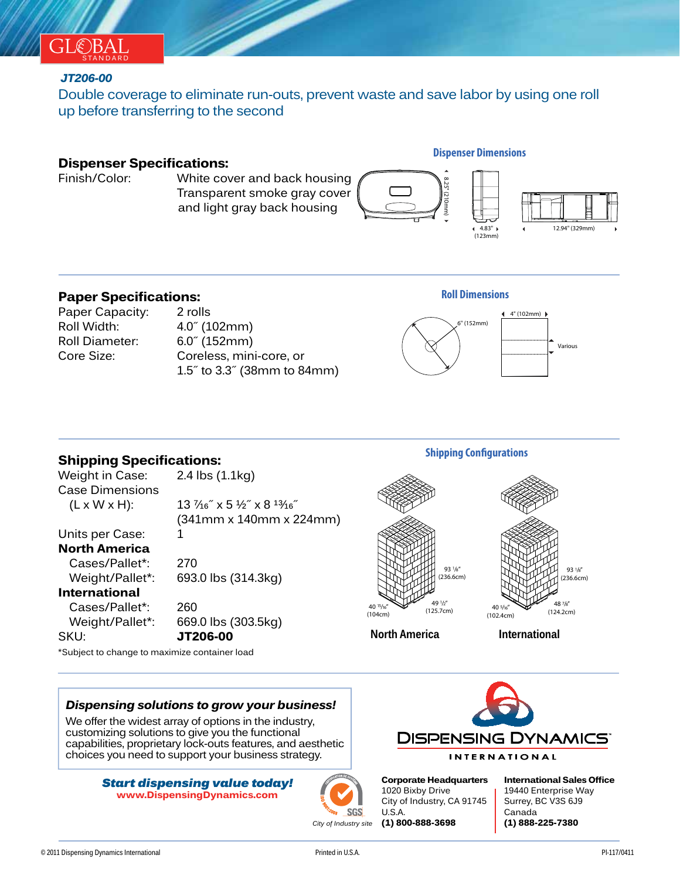GLOBAL STANDARD

***JT206-00***

Double coverage to eliminate run-outs, prevent waste and save labor by using one roll up before transferring to the second

## Dispenser Specifications:

| | |
|---|---|
| Finish/Color: | White cover and back housing |
| | Transparent smoke gray cover and light gray back housing |

**Dispenser Dimensions**

8.25" (210mm)

4.83" (123mm)

12.94" (329mm)

## Paper Specifications:

| | |
|---|---|
| Paper Capacity: | 2 rolls |
| Roll Width: | 4.0˝ (102mm) |
| Roll Diameter: | 6.0˝ (152mm) |
| Core Size: | Coreless, mini-core, or 1.5˝ to 3.3˝ (38mm to 84mm) |

**Roll Dimensions**

6" (152mm)

4" (102mm)

Various

## Shipping Specifications:

| | |
|---|---|
| Weight in Case: | 2.4 lbs (1.1kg) |
| Case Dimensions (L x W x H): | 13 7/16˝ x 5 ½˝ x 8 13/16˝ (341mm x 140mm x 224mm) |
| Units per Case: | 1 |
| **North America** | |
| Cases/Pallet*: | 270 |
| Weight/Pallet*: | 693.0 lbs (314.3kg) |
| **International** | |
| Cases/Pallet*: | 260 |
| Weight/Pallet*: | 669.0 lbs (303.5kg) |
| SKU: | **JT206-00** |

*Subject to change to maximize container load

**Shipping Configurations**

93 1/8" (236.6cm)

40 15/16" (104cm)

49 1/2" (125.7cm)

North America

93 1/8" (236.6cm)

40 5/16" (102.4cm)

48 7/8" (124.2cm)

International

***Dispensing solutions to grow your business!***

We offer the widest array of options in the industry, customizing solutions to give you the functional capabilities, proprietary lock-outs features, and aesthetic choices you need to support your business strategy.

***Start dispensing value today!***
**www.DispensingDynamics.com**

City of Industry site

DISPENSING DYNAMICS INTERNATIONAL

**Corporate Headquarters**
1020 Bixby Drive
City of Industry, CA 91745
U.S.A.
**(1) 800-888-3698**

**International Sales Office**
19440 Enterprise Way
Surrey, BC V3S 6J9
Canada
**(1) 888-225-7380**

© 2011 Dispensing Dynamics International

Printed in U.S.A.

PI-117/0411